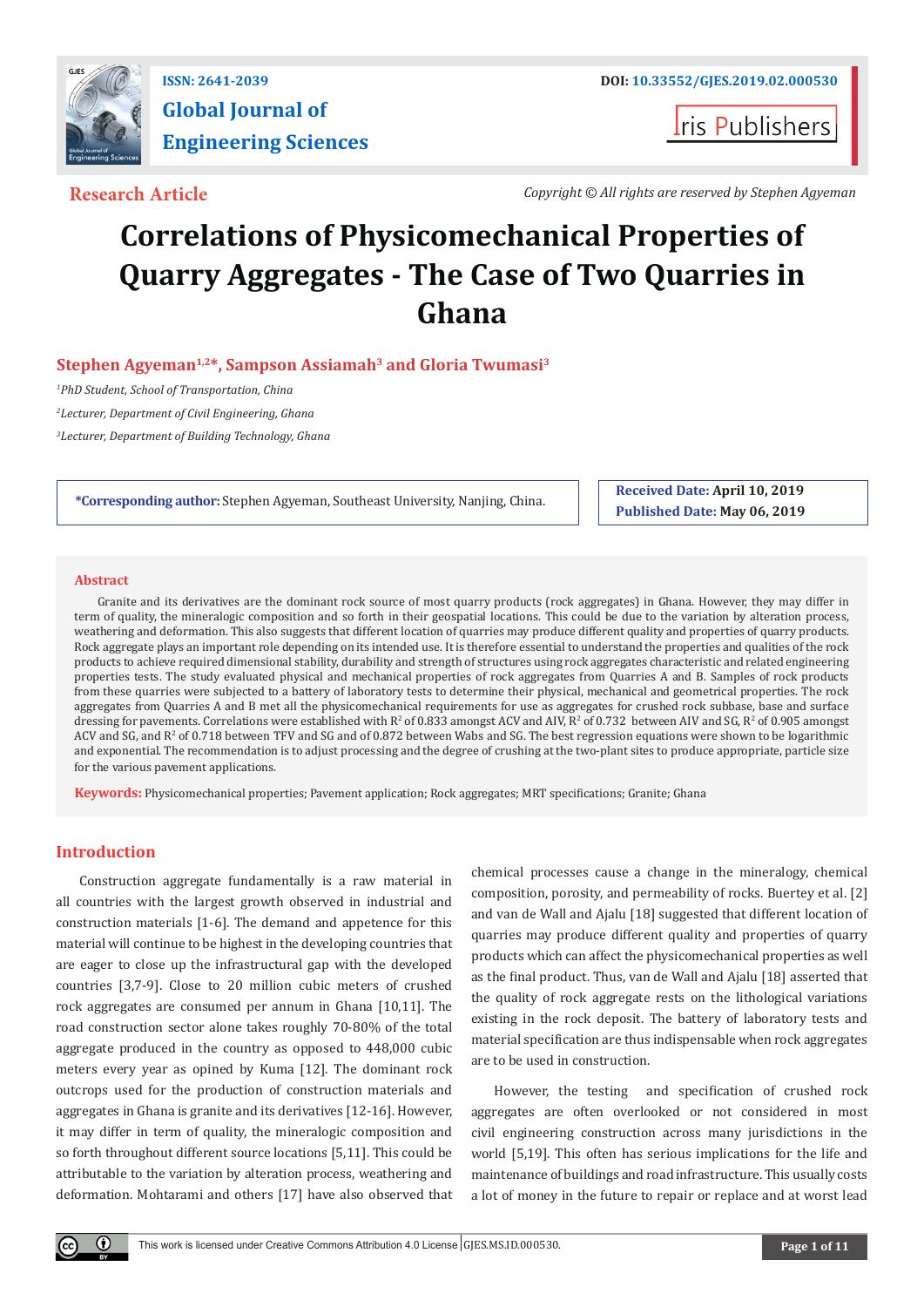ISSN: 2641-2039

DOI: 10.33552/GJES.2019.02.000530

# Global Journal of Engineering Sciences

Iris Publishers

**Research Article**

*Copyright © All rights are reserved by Stephen Agyeman*

# Correlations of Physicomechanical Properties of Quarry Aggregates - The Case of Two Quarries in Ghana

**Stephen Agyeman[1,2]\*, Sampson Assiamah[3] and Gloria Twumasi[3]**

*[1]PhD Student, School of Transportation, China*

*[2]Lecturer, Department of Civil Engineering, Ghana*

*[3]Lecturer, Department of Building Technology, Ghana*

**\*Corresponding author:** Stephen Agyeman, Southeast University, Nanjing, China.

**Received Date:** April 10, 2019

**Published Date:** May 06, 2019

## Abstract

Granite and its derivatives are the dominant rock source of most quarry products (rock aggregates) in Ghana. However, they may differ in term of quality, the mineralogic composition and so forth in their geospatial locations. This could be due to the variation by alteration process, weathering and deformation. This also suggests that different location of quarries may produce different quality and properties of quarry products. Rock aggregate plays an important role depending on its intended use. It is therefore essential to understand the properties and qualities of the rock products to achieve required dimensional stability, durability and strength of structures using rock aggregates characteristic and related engineering properties tests. The study evaluated physical and mechanical properties of rock aggregates from Quarries A and B. Samples of rock products from these quarries were subjected to a battery of laboratory tests to determine their physical, mechanical and geometrical properties. The rock aggregates from Quarries A and B met all the physicomechanical requirements for use as aggregates for crushed rock subbase, base and surface dressing for pavements. Correlations were established with $R^2$ of 0.833 amongst ACV and AIV, $R^2$ of 0.732 between AIV and SG, $R^2$ of 0.905 amongst ACV and SG, and $R^2$ of 0.718 between TFV and SG and of 0.872 between Wabs and SG. The best regression equations were shown to be logarithmic and exponential. The recommendation is to adjust processing and the degree of crushing at the two-plant sites to produce appropriate, particle size for the various pavement applications.

**Keywords:** Physicomechanical properties; Pavement application; Rock aggregates; MRT specifications; Granite; Ghana

## Introduction

Construction aggregate fundamentally is a raw material in all countries with the largest growth observed in industrial and construction materials [1-6]. The demand and appetence for this material will continue to be highest in the developing countries that are eager to close up the infrastructural gap with the developed countries [3,7-9]. Close to 20 million cubic meters of crushed rock aggregates are consumed per annum in Ghana [10,11]. The road construction sector alone takes roughly 70-80% of the total aggregate produced in the country as opposed to 448,000 cubic meters every year as opined by Kuma [12]. The dominant rock outcrops used for the production of construction materials and aggregates in Ghana is granite and its derivatives [12-16]. However, it may differ in term of quality, the mineralogic composition and so forth throughout different source locations [5,11]. This could be attributable to the variation by alteration process, weathering and deformation. Mohtarami and others [17] have also observed that chemical processes cause a change in the mineralogy, chemical composition, porosity, and permeability of rocks. Buertey et al. [2] and van de Wall and Ajalu [18] suggested that different location of quarries may produce different quality and properties of quarry products which can affect the physicomechanical properties as well as the final product. Thus, van de Wall and Ajalu [18] asserted that the quality of rock aggregate rests on the lithological variations existing in the rock deposit. The battery of laboratory tests and material specification are thus indispensable when rock aggregates are to be used in construction.

However, the testing and specification of crushed rock aggregates are often overlooked or not considered in most civil engineering construction across many jurisdictions in the world [5,19]. This often has serious implications for the life and maintenance of buildings and road infrastructure. This usually costs a lot of money in the future to repair or replace and at worst lead

This work is licensed under Creative Commons Attribution 4.0 License GJES.MS.ID.000530.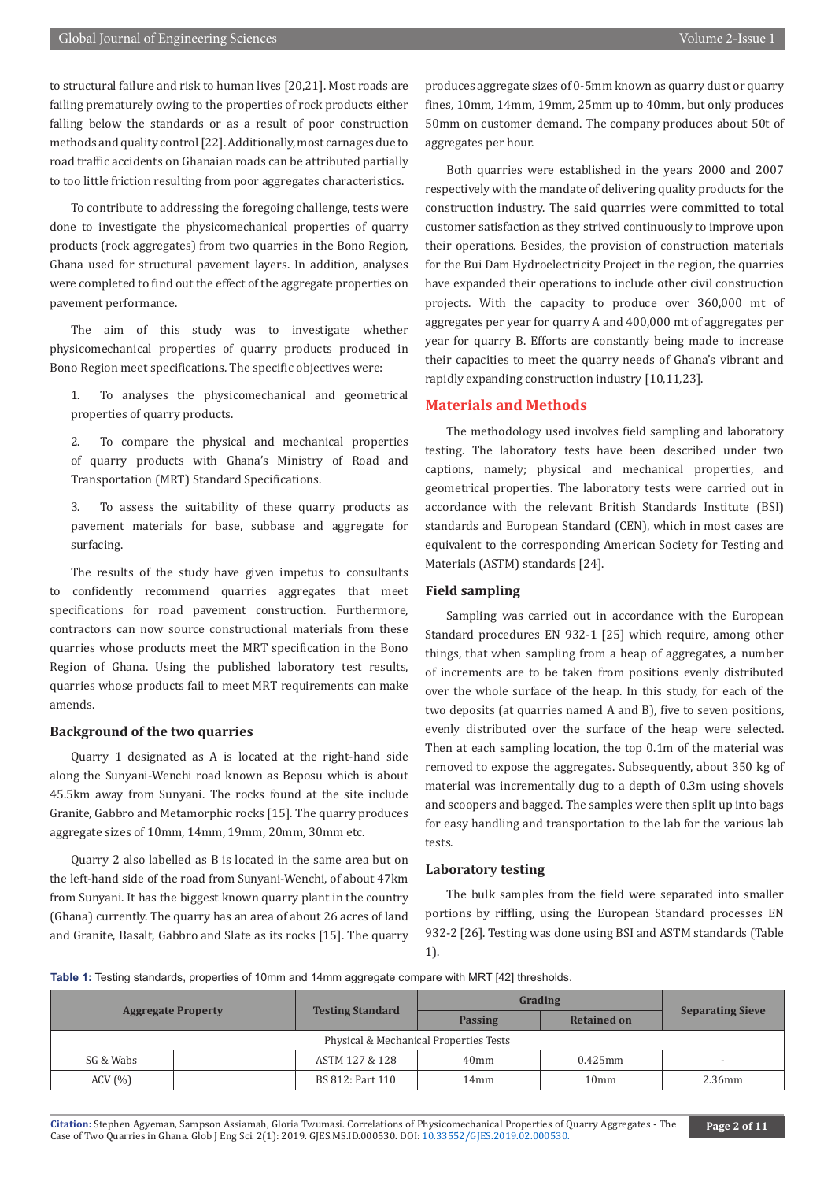to structural failure and risk to human lives [20,21]. Most roads are failing prematurely owing to the properties of rock products either falling below the standards or as a result of poor construction methods and quality control [22]. Additionally, most carnages due to road traffic accidents on Ghanaian roads can be attributed partially to too little friction resulting from poor aggregates characteristics.

To contribute to addressing the foregoing challenge, tests were done to investigate the physicomechanical properties of quarry products (rock aggregates) from two quarries in the Bono Region, Ghana used for structural pavement layers. In addition, analyses were completed to find out the effect of the aggregate properties on pavement performance.

The aim of this study was to investigate whether physicomechanical properties of quarry products produced in Bono Region meet specifications. The specific objectives were:

1. To analyses the physicomechanical and geometrical properties of quarry products.
2. To compare the physical and mechanical properties of quarry products with Ghana's Ministry of Road and Transportation (MRT) Standard Specifications.
3. To assess the suitability of these quarry products as pavement materials for base, subbase and aggregate for surfacing.

The results of the study have given impetus to consultants to confidently recommend quarries aggregates that meet specifications for road pavement construction. Furthermore, contractors can now source constructional materials from these quarries whose products meet the MRT specification in the Bono Region of Ghana. Using the published laboratory test results, quarries whose products fail to meet MRT requirements can make amends.

### Background of the two quarries

Quarry 1 designated as A is located at the right-hand side along the Sunyani-Wenchi road known as Beposu which is about 45.5km away from Sunyani. The rocks found at the site include Granite, Gabbro and Metamorphic rocks [15]. The quarry produces aggregate sizes of 10mm, 14mm, 19mm, 20mm, 30mm etc.

Quarry 2 also labelled as B is located in the same area but on the left-hand side of the road from Sunyani-Wenchi, of about 47km from Sunyani. It has the biggest known quarry plant in the country (Ghana) currently. The quarry has an area of about 26 acres of land and Granite, Basalt, Gabbro and Slate as its rocks [15]. The quarry produces aggregate sizes of 0-5mm known as quarry dust or quarry fines, 10mm, 14mm, 19mm, 25mm up to 40mm, but only produces 50mm on customer demand. The company produces about 50t of aggregates per hour.

Both quarries were established in the years 2000 and 2007 respectively with the mandate of delivering quality products for the construction industry. The said quarries were committed to total customer satisfaction as they strived continuously to improve upon their operations. Besides, the provision of construction materials for the Bui Dam Hydroelectricity Project in the region, the quarries have expanded their operations to include other civil construction projects. With the capacity to produce over 360,000 mt of aggregates per year for quarry A and 400,000 mt of aggregates per year for quarry B. Efforts are constantly being made to increase their capacities to meet the quarry needs of Ghana's vibrant and rapidly expanding construction industry [10,11,23].

## Materials and Methods

The methodology used involves field sampling and laboratory testing. The laboratory tests have been described under two captions, namely; physical and mechanical properties, and geometrical properties. The laboratory tests were carried out in accordance with the relevant British Standards Institute (BSI) standards and European Standard (CEN), which in most cases are equivalent to the corresponding American Society for Testing and Materials (ASTM) standards [24].

### Field sampling

Sampling was carried out in accordance with the European Standard procedures EN 932-1 [25] which require, among other things, that when sampling from a heap of aggregates, a number of increments are to be taken from positions evenly distributed over the whole surface of the heap. In this study, for each of the two deposits (at quarries named A and B), five to seven positions, evenly distributed over the surface of the heap were selected. Then at each sampling location, the top 0.1m of the material was removed to expose the aggregates. Subsequently, about 350 kg of material was incrementally dug to a depth of 0.3m using shovels and scoopers and bagged. The samples were then split up into bags for easy handling and transportation to the lab for the various lab tests.

### Laboratory testing

The bulk samples from the field were separated into smaller portions by riffling, using the European Standard processes EN 932-2 [26]. Testing was done using BSI and ASTM standards (Table 1).

**Table 1:** Testing standards, properties of 10mm and 14mm aggregate compare with MRT [42] thresholds.

| Aggregate Property | | Testing Standard | Grading | | Separating Sieve |
|---|---|---|---|---|---|
| | | | Passing | Retained on | |
| Physical & Mechanical Properties Tests | | | | | |
| SG & Wabs | | ASTM 127 & 128 | 40mm | 0.425mm | - |
| ACV (%) | | BS 812: Part 110 | 14mm | 10mm | 2.36mm |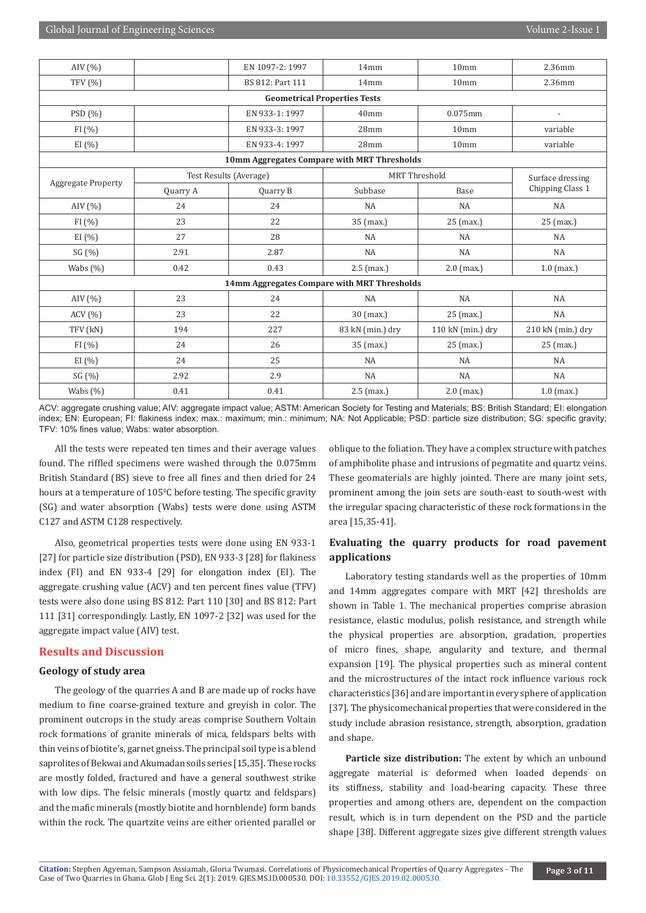| AIV (%) | | EN 1097-2: 1997 | 14mm | 10mm | 2.36mm |
|---|---|---|---|---|---|
| TFV (%) | | BS 812: Part 111 | 14mm | 10mm | 2.36mm |
| **Geometrical Properties Tests** | | | | | |
| PSD (%) | | EN 933-1: 1997 | 40mm | 0.075mm | - |
| FI (%) | | EN 933-3: 1997 | 28mm | 10mm | variable |
| EI (%) | | EN 933-4: 1997 | 28mm | 10mm | variable |
| **10mm Aggregates Compare with MRT Thresholds** | | | | | |
| Aggregate Property | Test Results (Average) | | MRT Threshold | | Surface dressing Chipping Class 1 |
| | Quarry A | Quarry B | Subbase | Base | |
| AIV (%) | 24 | 24 | NA | NA | NA |
| FI (%) | 23 | 22 | 35 (max.) | 25 (max.) | 25 (max.) |
| EI (%) | 27 | 28 | NA | NA | NA |
| SG (%) | 2.91 | 2.87 | NA | NA | NA |
| Wabs (%) | 0.42 | 0.43 | 2.5 (max.) | 2.0 (max.) | 1.0 (max.) |
| **14mm Aggregates Compare with MRT Thresholds** | | | | | |
| AIV (%) | 23 | 24 | NA | NA | NA |
| ACV (%) | 23 | 22 | 30 (max.) | 25 (max.) | NA |
| TFV (kN) | 194 | 227 | 83 kN (min.) dry | 110 kN (min.) dry | 210 kN (min.) dry |
| FI (%) | 24 | 26 | 35 (max.) | 25 (max.) | 25 (max.) |
| EI (%) | 24 | 25 | NA | NA | NA |
| SG (%) | 2.92 | 2.9 | NA | NA | NA |
| Wabs (%) | 0.41 | 0.41 | 2.5 (max.) | 2.0 (max.) | 1.0 (max.) |

ACV: aggregate crushing value; AIV: aggregate impact value; ASTM: American Society for Testing and Materials; BS: British Standard; EI: elongation index; EN: European; FI: flakiness index; max.: maximum; min.: minimum; NA: Not Applicable; PSD: particle size distribution; SG: specific gravity; TFV: 10% fines value; Wabs: water absorption.

All the tests were repeated ten times and their average values found. The riffled specimens were washed through the 0.075mm British Standard (BS) sieve to free all fines and then dried for 24 hours at a temperature of 105$^0$C before testing. The specific gravity (SG) and water absorption (Wabs) tests were done using ASTM C127 and ASTM C128 respectively.

Also, geometrical properties tests were done using EN 933-1 [27] for particle size distribution (PSD), EN 933-3 [28] for flakiness index (FI) and EN 933-4 [29] for elongation index (EI). The aggregate crushing value (ACV) and ten percent fines value (TFV) tests were also done using BS 812: Part 110 [30] and BS 812: Part 111 [31] correspondingly. Lastly, EN 1097-2 [32] was used for the aggregate impact value (AIV) test.

## Results and Discussion

### Geology of study area

The geology of the quarries A and B are made up of rocks have medium to fine coarse-grained texture and greyish in color. The prominent outcrops in the study areas comprise Southern Voltain rock formations of granite minerals of mica, feldspars belts with thin veins of biotite's, garnet gneiss. The principal soil type is a blend saprolites of Bekwai and Akumadan soils series [15,35]. These rocks are mostly folded, fractured and have a general southwest strike with low dips. The felsic minerals (mostly quartz and feldspars) and the mafic minerals (mostly biotite and hornblende) form bands within the rock. The quartzite veins are either oriented parallel or oblique to the foliation. They have a complex structure with patches of amphibolite phase and intrusions of pegmatite and quartz veins. These geomaterials are highly jointed. There are many joint sets, prominent among the join sets are south-east to south-west with the irregular spacing characteristic of these rock formations in the area [15,35-41].

### Evaluating the quarry products for road pavement applications

Laboratory testing standards well as the properties of 10mm and 14mm aggregates compare with MRT [42] thresholds are shown in Table 1. The mechanical properties comprise abrasion resistance, elastic modulus, polish resistance, and strength while the physical properties are absorption, gradation, properties of micro fines, shape, angularity and texture, and thermal expansion [19]. The physical properties such as mineral content and the microstructures of the intact rock influence various rock characteristics [36] and are important in every sphere of application [37]. The physicomechanical properties that were considered in the study include abrasion resistance, strength, absorption, gradation and shape.

**Particle size distribution:** The extent by which an unbound aggregate material is deformed when loaded depends on its stiffness, stability and load-bearing capacity. These three properties and among others are, dependent on the compaction result, which is in turn dependent on the PSD and the particle shape [38]. Different aggregate sizes give different strength values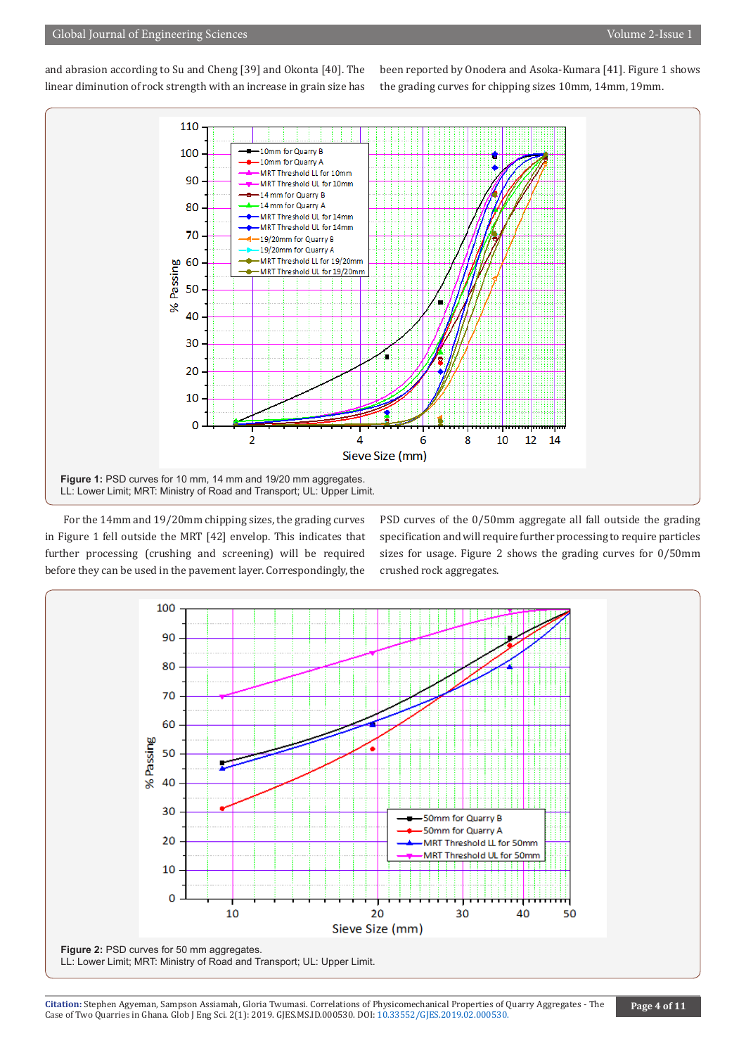and abrasion according to Su and Cheng [39] and Okonta [40]. The linear diminution of rock strength with an increase in grain size has been reported by Onodera and Asoka-Kumara [41]. Figure 1 shows the grading curves for chipping sizes 10mm, 14mm, 19mm.

**Figure 1:** PSD curves for 10 mm, 14 mm and 19/20 mm aggregates.
LL: Lower Limit; MRT: Ministry of Road and Transport; UL: Upper Limit.

For the 14mm and 19/20mm chipping sizes, the grading curves in Figure 1 fell outside the MRT [42] envelop. This indicates that further processing (crushing and screening) will be required before they can be used in the pavement layer. Correspondingly, the PSD curves of the 0/50mm aggregate all fall outside the grading specification and will require further processing to require particles sizes for usage. Figure 2 shows the grading curves for 0/50mm crushed rock aggregates.

**Figure 2:** PSD curves for 50 mm aggregates.
LL: Lower Limit; MRT: Ministry of Road and Transport; UL: Upper Limit.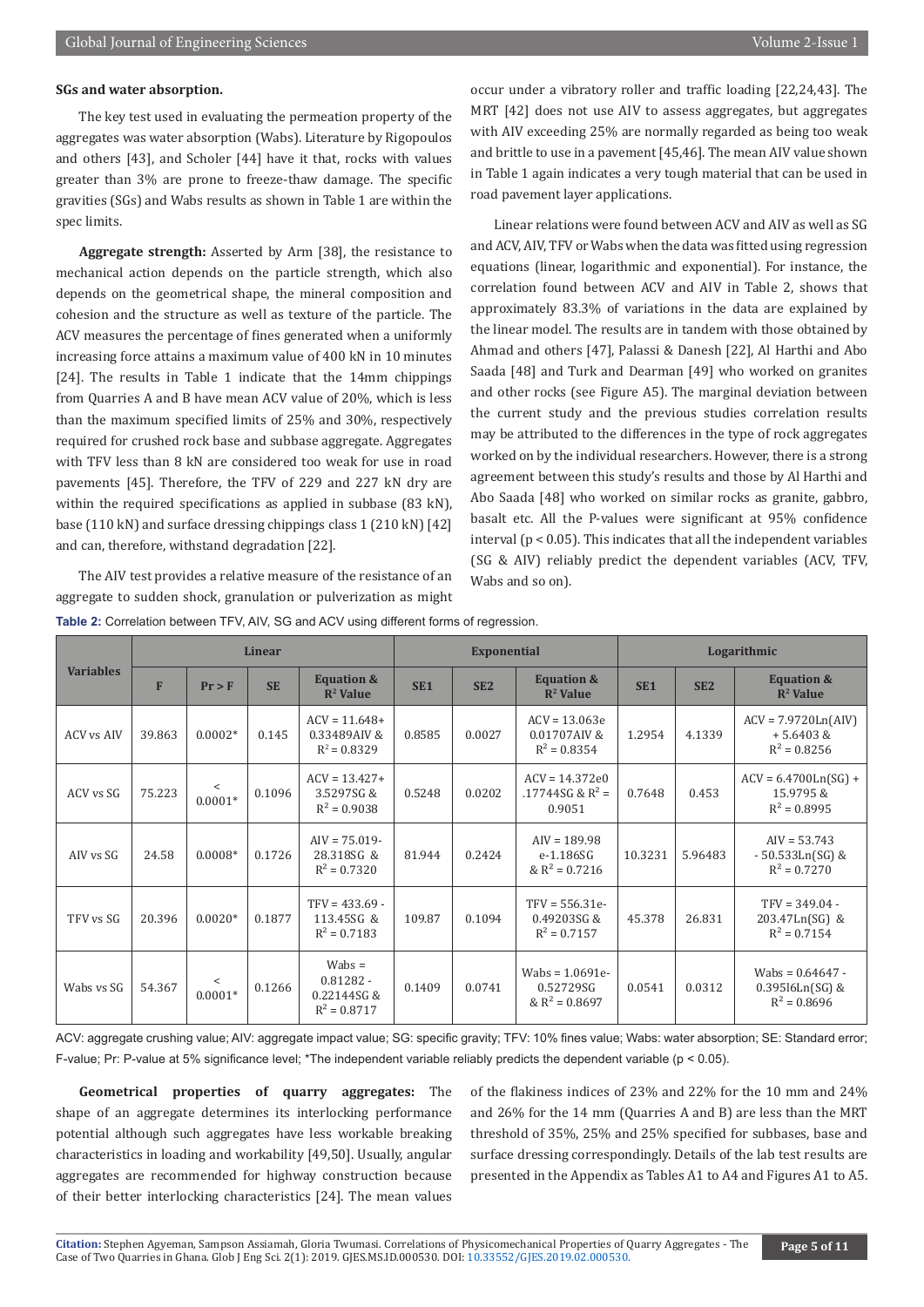#### SGs and water absorption.

The key test used in evaluating the permeation property of the aggregates was water absorption (Wabs). Literature by Rigopoulos and others [43], and Scholer [44] have it that, rocks with values greater than 3% are prone to freeze-thaw damage. The specific gravities (SGs) and Wabs results as shown in Table 1 are within the spec limits.

**Aggregate strength:** Asserted by Arm [38], the resistance to mechanical action depends on the particle strength, which also depends on the geometrical shape, the mineral composition and cohesion and the structure as well as texture of the particle. The ACV measures the percentage of fines generated when a uniformly increasing force attains a maximum value of 400 kN in 10 minutes [24]. The results in Table 1 indicate that the 14mm chippings from Quarries A and B have mean ACV value of 20%, which is less than the maximum specified limits of 25% and 30%, respectively required for crushed rock base and subbase aggregate. Aggregates with TFV less than 8 kN are considered too weak for use in road pavements [45]. Therefore, the TFV of 229 and 227 kN dry are within the required specifications as applied in subbase (83 kN), base (110 kN) and surface dressing chippings class 1 (210 kN) [42] and can, therefore, withstand degradation [22].

The AIV test provides a relative measure of the resistance of an aggregate to sudden shock, granulation or pulverization as might occur under a vibratory roller and traffic loading [22,24,43]. The MRT [42] does not use AIV to assess aggregates, but aggregates with AIV exceeding 25% are normally regarded as being too weak and brittle to use in a pavement [45,46]. The mean AIV value shown in Table 1 again indicates a very tough material that can be used in road pavement layer applications.

Linear relations were found between ACV and AIV as well as SG and ACV, AIV, TFV or Wabs when the data was fitted using regression equations (linear, logarithmic and exponential). For instance, the correlation found between ACV and AIV in Table 2, shows that approximately 83.3% of variations in the data are explained by the linear model. The results are in tandem with those obtained by Ahmad and others [47], Palassi & Danesh [22], Al Harthi and Abo Saada [48] and Turk and Dearman [49] who worked on granites and other rocks (see Figure A5). The marginal deviation between the current study and the previous studies correlation results may be attributed to the differences in the type of rock aggregates worked on by the individual researchers. However, there is a strong agreement between this study's results and those by Al Harthi and Abo Saada [48] who worked on similar rocks as granite, gabbro, basalt etc. All the P-values were significant at 95% confidence interval ($p < 0.05$). This indicates that all the independent variables (SG & AIV) reliably predict the dependent variables (ACV, TFV, Wabs and so on).

**Table 2:** Correlation between TFV, AIV, SG and ACV using different forms of regression.

| Variables | Linear | | | | Exponential | | | Logarithmic | | |
|---|---|---|---|---|---|---|---|---|---|---|
| | F | Pr > F | SE | Equation & $R^2$ Value | SE1 | SE2 | Equation & $R^2$ Value | SE1 | SE2 | Equation & $R^2$ Value |
| ACV vs AIV | 39.863 | 0.0002* | 0.145 | ACV = 11.648+ 0.33489AIV & $R^2 = 0.8329$ | 0.8585 | 0.0027 | ACV = 13.063e 0.01707AIV & $R^2 = 0.8354$ | 1.2954 | 4.1339 | ACV = 7.9720Ln(AIV) + 5.6403 & $R^2 = 0.8256$ |
| ACV vs SG | 75.223 | < 0.0001* | 0.1096 | ACV = 13.427+ 3.5297SG & $R^2 = 0.9038$ | 0.5248 | 0.0202 | ACV = 14.372e0 .17744SG & $R^2 = 0.9051$ | 0.7648 | 0.453 | ACV = 6.4700Ln(SG) + 15.9795 & $R^2 = 0.8995$ |
| AIV vs SG | 24.58 | 0.0008* | 0.1726 | AIV = 75.019- 28.318SG & $R^2 = 0.7320$ | 81.944 | 0.2424 | AIV = 189.98 e-1.186SG & $R^2 = 0.7216$ | 10.3231 | 5.96483 | AIV = 53.743 - 50.533Ln(SG) & $R^2 = 0.7270$ |
| TFV vs SG | 20.396 | 0.0020* | 0.1877 | TFV = 433.69 - 113.45SG & $R^2 = 0.7183$ | 109.87 | 0.1094 | TFV = 556.31e-0.49203SG & $R^2 = 0.7157$ | 45.378 | 26.831 | TFV = 349.04 - 203.47Ln(SG) & $R^2 = 0.7154$ |
| Wabs vs SG | 54.367 | < 0.0001* | 0.1266 | Wabs = 0.81282 - 0.22144SG & $R^2 = 0.8717$ | 0.1409 | 0.0741 | Wabs = 1.0691e-0.52729SG & $R^2 = 0.8697$ | 0.0541 | 0.0312 | Wabs = 0.64647 - 0.39516Ln(SG) & $R^2 = 0.8696$ |

ACV: aggregate crushing value; AIV: aggregate impact value; SG: specific gravity; TFV: 10% fines value; Wabs: water absorption; SE: Standard error; F-value; Pr: P-value at 5% significance level; *The independent variable reliably predicts the dependent variable ($p < 0.05$).

**Geometrical properties of quarry aggregates:** The shape of an aggregate determines its interlocking performance potential although such aggregates have less workable breaking characteristics in loading and workability [49,50]. Usually, angular aggregates are recommended for highway construction because of their better interlocking characteristics [24]. The mean values of the flakiness indices of 23% and 22% for the 10 mm and 24% and 26% for the 14 mm (Quarries A and B) are less than the MRT threshold of 35%, 25% and 25% specified for subbases, base and surface dressing correspondingly. Details of the lab test results are presented in the Appendix as Tables A1 to A4 and Figures A1 to A5.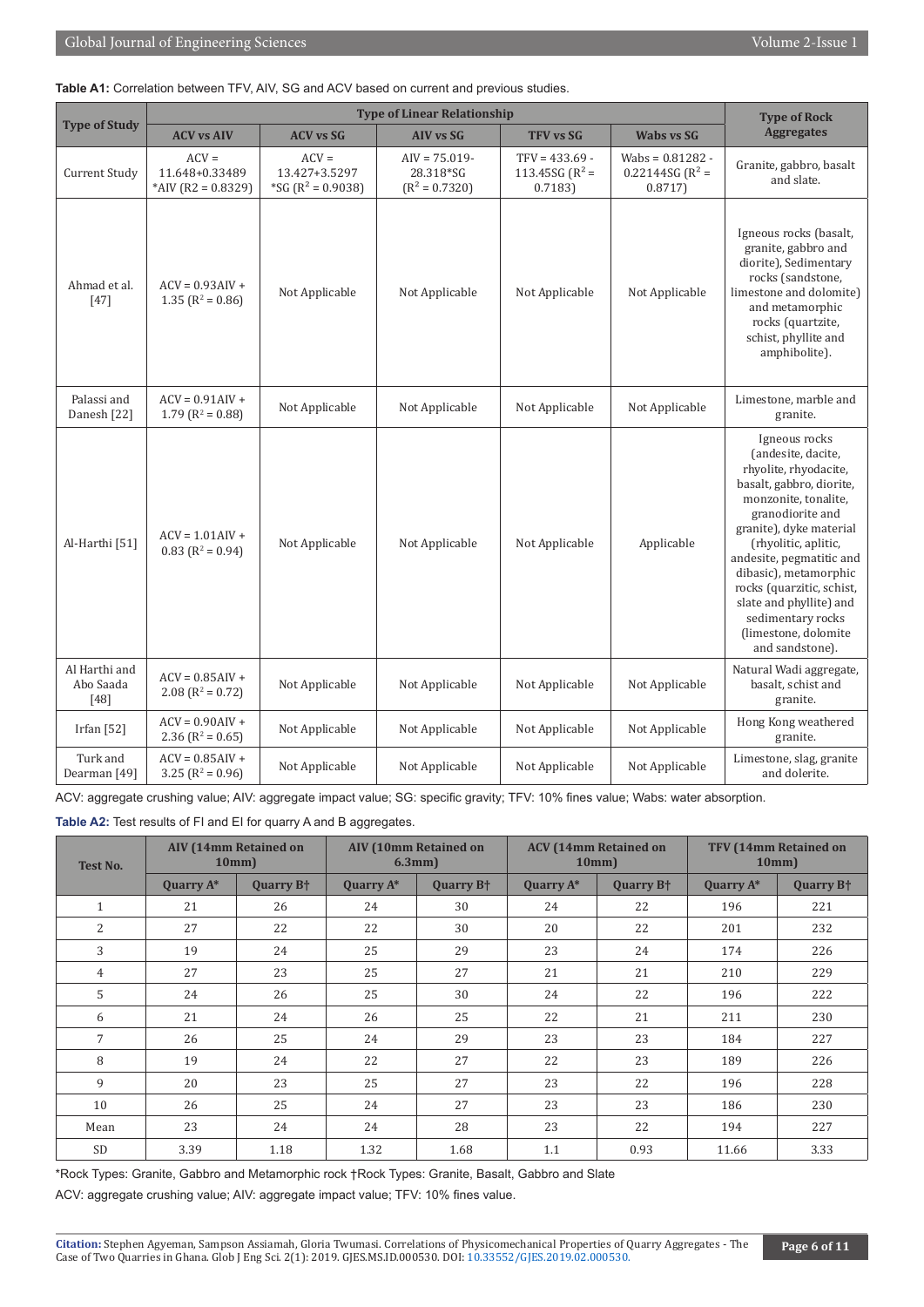**Table A1:** Correlation between TFV, AIV, SG and ACV based on current and previous studies.

| Type of Study | Type of Linear Relationship | | | | | Type of Rock Aggregates |
|---|---|---|---|---|---|---|
| | ACV vs AIV | ACV vs SG | AIV vs SG | TFV vs SG | Wabs vs SG | |
| Current Study | ACV = 11.648+0.33489 *AIV (R2 = 0.8329) | ACV = 13.427+3.5297 *SG ($R^2$ = 0.9038) | AIV = 75.019-28.318*SG ($R^2$ = 0.7320) | TFV = 433.69 - 113.45SG ($R^2$ = 0.7183) | Wabs = 0.81282 - 0.22144SG ($R^2$ = 0.8717) | Granite, gabbro, basalt and slate. |
| Ahmad et al. [47] | ACV = 0.93AIV + 1.35 ($R^2$ = 0.86) | Not Applicable | Not Applicable | Not Applicable | Not Applicable | Igneous rocks (basalt, granite, gabbro and diorite), Sedimentary rocks (sandstone, limestone and dolomite) and metamorphic rocks (quartzite, schist, phyllite and amphibolite). |
| Palassi and Danesh [22] | ACV = 0.91AIV + 1.79 ($R^2$ = 0.88) | Not Applicable | Not Applicable | Not Applicable | Not Applicable | Limestone, marble and granite. |
| Al-Harthi [51] | ACV = 1.01AIV + 0.83 ($R^2$ = 0.94) | Not Applicable | Not Applicable | Not Applicable | Applicable | Igneous rocks (andesite, dacite, rhyolite, rhyodacite, basalt, gabbro, diorite, monzonite, tonalite, granodiorite and granite), dyke material (rhyolitic, aplitic, andesite, pegmatitic and dibasic), metamorphic rocks (quarzitic, schist, slate and phyllite) and sedimentary rocks (limestone, dolomite and sandstone). |
| Al Harthi and Abo Saada [48] | ACV = 0.85AIV + 2.08 ($R^2$ = 0.72) | Not Applicable | Not Applicable | Not Applicable | Not Applicable | Natural Wadi aggregate, basalt, schist and granite. |
| Irfan [52] | ACV = 0.90AIV + 2.36 ($R^2$ = 0.65) | Not Applicable | Not Applicable | Not Applicable | Not Applicable | Hong Kong weathered granite. |
| Turk and Dearman [49] | ACV = 0.85AIV + 3.25 ($R^2$ = 0.96) | Not Applicable | Not Applicable | Not Applicable | Not Applicable | Limestone, slag, granite and dolerite. |

ACV: aggregate crushing value; AIV: aggregate impact value; SG: specific gravity; TFV: 10% fines value; Wabs: water absorption.

**Table A2:** Test results of FI and EI for quarry A and B aggregates.

| Test No. | AIV (14mm Retained on 10mm) | | AIV (10mm Retained on 6.3mm) | | ACV (14mm Retained on 10mm) | | TFV (14mm Retained on 10mm) | |
|---|---|---|---|---|---|---|---|---|
| | Quarry A* | Quarry B† | Quarry A* | Quarry B† | Quarry A* | Quarry B† | Quarry A* | Quarry B† |
| 1 | 21 | 26 | 24 | 30 | 24 | 22 | 196 | 221 |
| 2 | 27 | 22 | 22 | 30 | 20 | 22 | 201 | 232 |
| 3 | 19 | 24 | 25 | 29 | 23 | 24 | 174 | 226 |
| 4 | 27 | 23 | 25 | 27 | 21 | 21 | 210 | 229 |
| 5 | 24 | 26 | 25 | 30 | 24 | 22 | 196 | 222 |
| 6 | 21 | 24 | 26 | 25 | 22 | 21 | 211 | 230 |
| 7 | 26 | 25 | 24 | 29 | 23 | 23 | 184 | 227 |
| 8 | 19 | 24 | 22 | 27 | 22 | 23 | 189 | 226 |
| 9 | 20 | 23 | 25 | 27 | 23 | 22 | 196 | 228 |
| 10 | 26 | 25 | 24 | 27 | 23 | 23 | 186 | 230 |
| Mean | 23 | 24 | 24 | 28 | 23 | 22 | 194 | 227 |
| SD | 3.39 | 1.18 | 1.32 | 1.68 | 1.1 | 0.93 | 11.66 | 3.33 |

*Rock Types: Granite, Gabbro and Metamorphic rock †Rock Types: Granite, Basalt, Gabbro and Slate

ACV: aggregate crushing value; AIV: aggregate impact value; TFV: 10% fines value.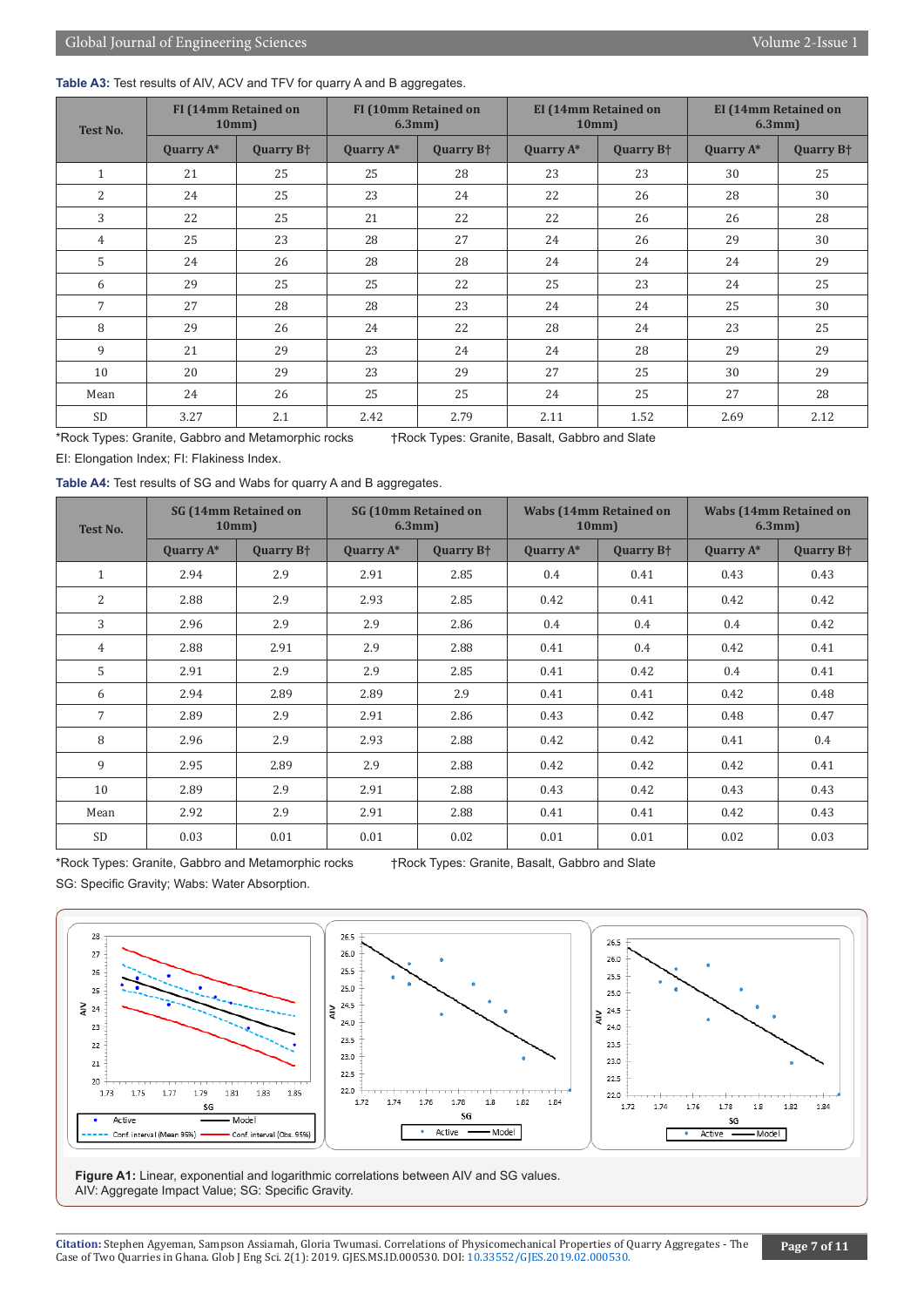**Table A3:** Test results of AIV, ACV and TFV for quarry A and B aggregates.

| Test No. | FI (14mm Retained on 10mm) | | FI (10mm Retained on 6.3mm) | | EI (14mm Retained on 10mm) | | EI (14mm Retained on 6.3mm) | |
|---|---|---|---|---|---|---|---|---|
| | Quarry A* | Quarry B† | Quarry A* | Quarry B† | Quarry A* | Quarry B† | Quarry A* | Quarry B† |
| 1 | 21 | 25 | 25 | 28 | 23 | 23 | 30 | 25 |
| 2 | 24 | 25 | 23 | 24 | 22 | 26 | 28 | 30 |
| 3 | 22 | 25 | 21 | 22 | 22 | 26 | 26 | 28 |
| 4 | 25 | 23 | 28 | 27 | 24 | 26 | 29 | 30 |
| 5 | 24 | 26 | 28 | 28 | 24 | 24 | 24 | 29 |
| 6 | 29 | 25 | 25 | 22 | 25 | 23 | 24 | 25 |
| 7 | 27 | 28 | 28 | 23 | 24 | 24 | 25 | 30 |
| 8 | 29 | 26 | 24 | 22 | 28 | 24 | 23 | 25 |
| 9 | 21 | 29 | 23 | 24 | 24 | 28 | 29 | 29 |
| 10 | 20 | 29 | 23 | 29 | 27 | 25 | 30 | 29 |
| Mean | 24 | 26 | 25 | 25 | 24 | 25 | 27 | 28 |
| SD | 3.27 | 2.1 | 2.42 | 2.79 | 2.11 | 1.52 | 2.69 | 2.12 |

*Rock Types: Granite, Gabbro and Metamorphic rocks †Rock Types: Granite, Basalt, Gabbro and Slate

EI: Elongation Index; FI: Flakiness Index.

**Table A4:** Test results of SG and Wabs for quarry A and B aggregates.

| Test No. | SG (14mm Retained on 10mm) | | SG (10mm Retained on 6.3mm) | | Wabs (14mm Retained on 10mm) | | Wabs (14mm Retained on 6.3mm) | |
|---|---|---|---|---|---|---|---|---|
| | Quarry A* | Quarry B† | Quarry A* | Quarry B† | Quarry A* | Quarry B† | Quarry A* | Quarry B† |
| 1 | 2.94 | 2.9 | 2.91 | 2.85 | 0.4 | 0.41 | 0.43 | 0.43 |
| 2 | 2.88 | 2.9 | 2.93 | 2.85 | 0.42 | 0.41 | 0.42 | 0.42 |
| 3 | 2.96 | 2.9 | 2.9 | 2.86 | 0.4 | 0.4 | 0.4 | 0.42 |
| 4 | 2.88 | 2.91 | 2.9 | 2.88 | 0.41 | 0.4 | 0.42 | 0.41 |
| 5 | 2.91 | 2.9 | 2.9 | 2.85 | 0.41 | 0.42 | 0.4 | 0.41 |
| 6 | 2.94 | 2.89 | 2.89 | 2.9 | 0.41 | 0.41 | 0.42 | 0.48 |
| 7 | 2.89 | 2.9 | 2.91 | 2.86 | 0.43 | 0.42 | 0.48 | 0.47 |
| 8 | 2.96 | 2.9 | 2.93 | 2.88 | 0.42 | 0.42 | 0.41 | 0.4 |
| 9 | 2.95 | 2.89 | 2.9 | 2.88 | 0.42 | 0.42 | 0.42 | 0.41 |
| 10 | 2.89 | 2.9 | 2.91 | 2.88 | 0.43 | 0.42 | 0.43 | 0.43 |
| Mean | 2.92 | 2.9 | 2.91 | 2.88 | 0.41 | 0.41 | 0.42 | 0.43 |
| SD | 0.03 | 0.01 | 0.01 | 0.02 | 0.01 | 0.01 | 0.02 | 0.03 |

*Rock Types: Granite, Gabbro and Metamorphic rocks †Rock Types: Granite, Basalt, Gabbro and Slate

SG: Specific Gravity; Wabs: Water Absorption.

**Figure A1:** Linear, exponential and logarithmic correlations between AIV and SG values.
AIV: Aggregate Impact Value; SG: Specific Gravity.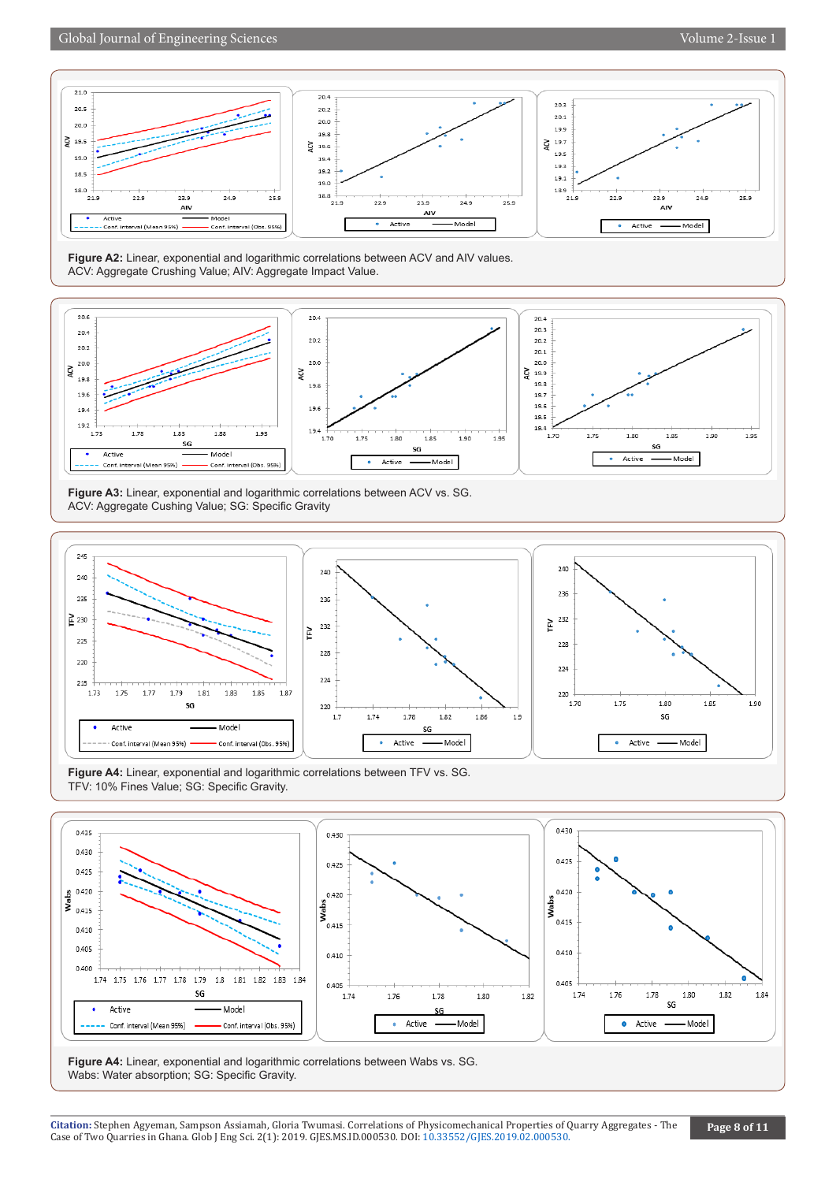**Figure A2:** Linear, exponential and logarithmic correlations between ACV and AIV values.
ACV: Aggregate Crushing Value; AIV: Aggregate Impact Value.

**Figure A3:** Linear, exponential and logarithmic correlations between ACV vs. SG.
ACV: Aggregate Cushing Value; SG: Specific Gravity

**Figure A4:** Linear, exponential and logarithmic correlations between TFV vs. SG.
TFV: 10% Fines Value; SG: Specific Gravity.

**Figure A4:** Linear, exponential and logarithmic correlations between Wabs vs. SG.
Wabs: Water absorption; SG: Specific Gravity.

**Citation:** Stephen Agyeman, Sampson Assiamah, Gloria Twumasi. Correlations of Physicomechanical Properties of Quarry Aggregates - The Case of Two Quarries in Ghana. Glob J Eng Sci. 2(1): 2019. GJES.MS.ID.000530. DOI: 10.33552/GJES.2019.02.000530.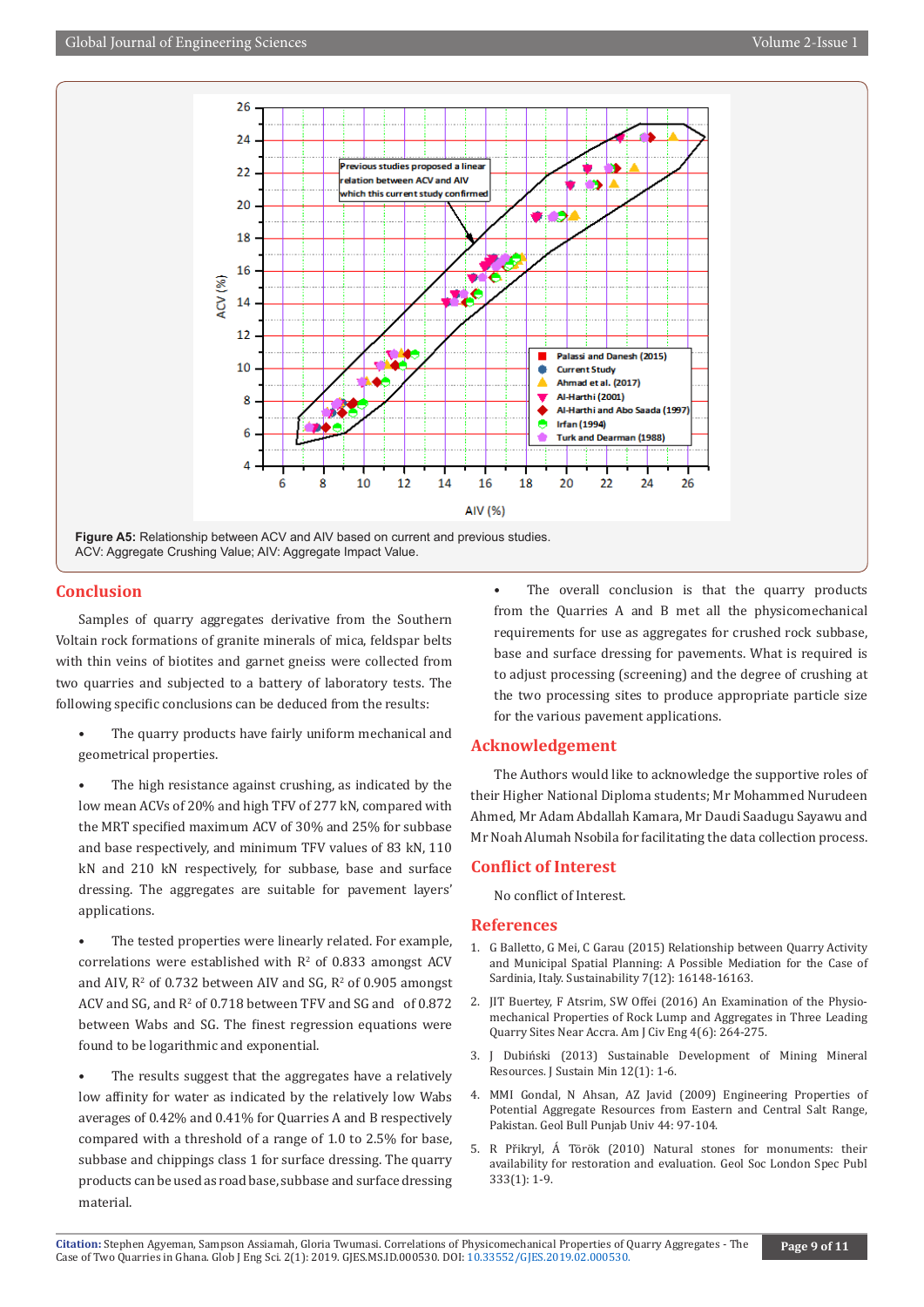Figure A5: Relationship between ACV and AIV based on current and previous studies.
ACV: Aggregate Crushing Value; AIV: Aggregate Impact Value.

## Conclusion

Samples of quarry aggregates derivative from the Southern Voltain rock formations of granite minerals of mica, feldspar belts with thin veins of biotites and garnet gneiss were collected from two quarries and subjected to a battery of laboratory tests. The following specific conclusions can be deduced from the results:

- The quarry products have fairly uniform mechanical and geometrical properties.
- The high resistance against crushing, as indicated by the low mean ACVs of 20% and high TFV of 277 kN, compared with the MRT specified maximum ACV of 30% and 25% for subbase and base respectively, and minimum TFV values of 83 kN, 110 kN and 210 kN respectively, for subbase, base and surface dressing. The aggregates are suitable for pavement layers' applications.
- The tested properties were linearly related. For example, correlations were established with $R^2$ of 0.833 amongst ACV and AIV, $R^2$ of 0.732 between AIV and SG, $R^2$ of 0.905 amongst ACV and SG, and $R^2$ of 0.718 between TFV and SG and of 0.872 between Wabs and SG. The finest regression equations were found to be logarithmic and exponential.
- The results suggest that the aggregates have a relatively low affinity for water as indicated by the relatively low Wabs averages of 0.42% and 0.41% for Quarries A and B respectively compared with a threshold of a range of 1.0 to 2.5% for base, subbase and chippings class 1 for surface dressing. The quarry products can be used as road base, subbase and surface dressing material.
- The overall conclusion is that the quarry products from the Quarries A and B met all the physicomechanical requirements for use as aggregates for crushed rock subbase, base and surface dressing for pavements. What is required is to adjust processing (screening) and the degree of crushing at the two processing sites to produce appropriate particle size for the various pavement applications.

## Acknowledgement

The Authors would like to acknowledge the supportive roles of their Higher National Diploma students; Mr Mohammed Nurudeen Ahmed, Mr Adam Abdallah Kamara, Mr Daudi Saadugu Sayawu and Mr Noah Alumah Nsobila for facilitating the data collection process.

## Conflict of Interest

No conflict of Interest.

## References

1. G Balletto, G Mei, C Garau (2015) Relationship between Quarry Activity and Municipal Spatial Planning: A Possible Mediation for the Case of Sardinia, Italy. Sustainability 7(12): 16148-16163.
2. JIT Buertey, F Atsrim, SW Offei (2016) An Examination of the Physio-mechanical Properties of Rock Lump and Aggregates in Three Leading Quarry Sites Near Accra. Am J Civ Eng 4(6): 264-275.
3. J Dubiński (2013) Sustainable Development of Mining Mineral Resources. J Sustain Min 12(1): 1-6.
4. MMI Gondal, N Ahsan, AZ Javid (2009) Engineering Properties of Potential Aggregate Resources from Eastern and Central Salt Range, Pakistan. Geol Bull Punjab Univ 44: 97-104.
5. R Přikryl, Á Török (2010) Natural stones for monuments: their availability for restoration and evaluation. Geol Soc London Spec Publ 333(1): 1-9.

**Citation:** Stephen Agyeman, Sampson Assiamah, Gloria Twumasi. Correlations of Physicomechanical Properties of Quarry Aggregates - The Case of Two Quarries in Ghana. Glob J Eng Sci. 2(1): 2019. GJES.MS.ID.000530. DOI: 10.33552/GJES.2019.02.000530.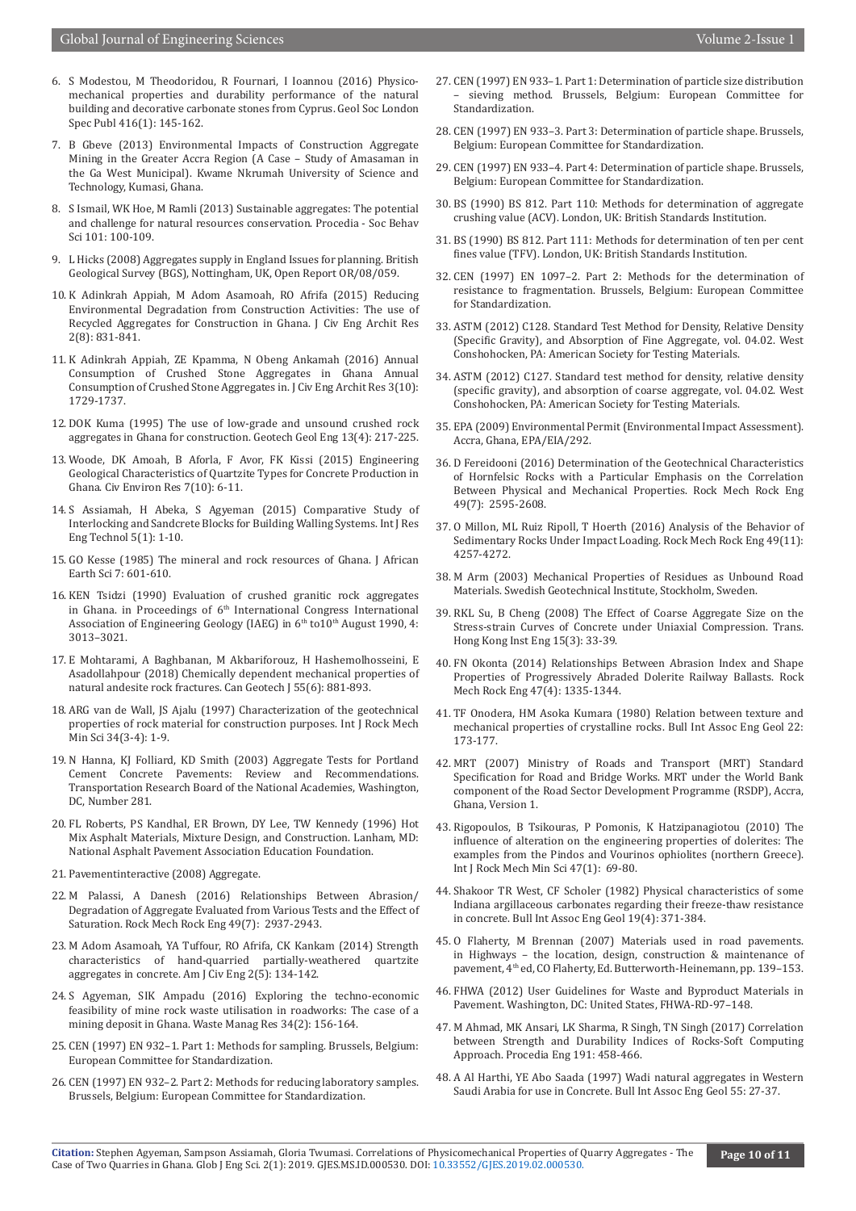6. S Modestou, M Theodoridou, R Fournari, I Ioannou (2016) Physico-mechanical properties and durability performance of the natural building and decorative carbonate stones from Cyprus. Geol Soc London Spec Publ 416(1): 145-162.

7. B Gbeve (2013) Environmental Impacts of Construction Aggregate Mining in the Greater Accra Region (A Case – Study of Amasaman in the Ga West Municipal). Kwame Nkrumah University of Science and Technology, Kumasi, Ghana.

8. S Ismail, WK Hoe, M Ramli (2013) Sustainable aggregates: The potential and challenge for natural resources conservation. Procedia - Soc Behav Sci 101: 100-109.

9. L Hicks (2008) Aggregates supply in England Issues for planning. British Geological Survey (BGS), Nottingham, UK, Open Report OR/08/059.

10. K Adinkrah Appiah, M Adom Asamoah, RO Afrifa (2015) Reducing Environmental Degradation from Construction Activities: The use of Recycled Aggregates for Construction in Ghana. J Civ Eng Archit Res 2(8): 831-841.

11. K Adinkrah Appiah, ZE Kpamma, N Obeng Ankamah (2016) Annual Consumption of Crushed Stone Aggregates in Ghana Annual Consumption of Crushed Stone Aggregates in. J Civ Eng Archit Res 3(10): 1729-1737.

12. DOK Kuma (1995) The use of low-grade and unsound crushed rock aggregates in Ghana for construction. Geotech Geol Eng 13(4): 217-225.

13. Woode, DK Amoah, B Aforla, F Avor, FK Kissi (2015) Engineering Geological Characteristics of Quartzite Types for Concrete Production in Ghana. Civ Environ Res 7(10): 6-11.

14. S Assiamah, H Abeka, S Agyeman (2015) Comparative Study of Interlocking and Sandcrete Blocks for Building Walling Systems. Int J Res Eng Technol 5(1): 1-10.

15. GO Kesse (1985) The mineral and rock resources of Ghana. J African Earth Sci 7: 601-610.

16. KEN Tsidzi (1990) Evaluation of crushed granitic rock aggregates in Ghana. in Proceedings of 6th International Congress International Association of Engineering Geology (IAEG) in 6th to10th August 1990, 4: 3013–3021.

17. E Mohtarami, A Baghbanan, M Akbariforouz, H Hashemolhosseini, E Asadollahpour (2018) Chemically dependent mechanical properties of natural andesite rock fractures. Can Geotech J 55(6): 881-893.

18. ARG van de Wall, JS Ajalu (1997) Characterization of the geotechnical properties of rock material for construction purposes. Int J Rock Mech Min Sci 34(3-4): 1-9.

19. N Hanna, KJ Folliard, KD Smith (2003) Aggregate Tests for Portland Cement Concrete Pavements: Review and Recommendations. Transportation Research Board of the National Academies, Washington, DC, Number 281.

20. FL Roberts, PS Kandhal, ER Brown, DY Lee, TW Kennedy (1996) Hot Mix Asphalt Materials, Mixture Design, and Construction. Lanham, MD: National Asphalt Pavement Association Education Foundation.

21. Pavementinteractive (2008) Aggregate.

22. M Palassi, A Danesh (2016) Relationships Between Abrasion/Degradation of Aggregate Evaluated from Various Tests and the Effect of Saturation. Rock Mech Rock Eng 49(7): 2937-2943.

23. M Adom Asamoah, YA Tuffour, RO Afrifa, CK Kankam (2014) Strength characteristics of hand-quarried partially-weathered quartzite aggregates in concrete. Am J Civ Eng 2(5): 134-142.

24. S Agyeman, SIK Ampadu (2016) Exploring the techno-economic feasibility of mine rock waste utilisation in roadworks: The case of a mining deposit in Ghana. Waste Manag Res 34(2): 156-164.

25. CEN (1997) EN 932–1. Part 1: Methods for sampling. Brussels, Belgium: European Committee for Standardization.

26. CEN (1997) EN 932–2. Part 2: Methods for reducing laboratory samples. Brussels, Belgium: European Committee for Standardization.

27. CEN (1997) EN 933–1. Part 1: Determination of particle size distribution – sieving method. Brussels, Belgium: European Committee for Standardization.

28. CEN (1997) EN 933–3. Part 3: Determination of particle shape. Brussels, Belgium: European Committee for Standardization.

29. CEN (1997) EN 933–4. Part 4: Determination of particle shape. Brussels, Belgium: European Committee for Standardization.

30. BS (1990) BS 812. Part 110: Methods for determination of aggregate crushing value (ACV). London, UK: British Standards Institution.

31. BS (1990) BS 812. Part 111: Methods for determination of ten per cent fines value (TFV). London, UK: British Standards Institution.

32. CEN (1997) EN 1097–2. Part 2: Methods for the determination of resistance to fragmentation. Brussels, Belgium: European Committee for Standardization.

33. ASTM (2012) C128. Standard Test Method for Density, Relative Density (Specific Gravity), and Absorption of Fine Aggregate, vol. 04.02. West Conshohocken, PA: American Society for Testing Materials.

34. ASTM (2012) C127. Standard test method for density, relative density (specific gravity), and absorption of coarse aggregate, vol. 04.02. West Conshohocken, PA: American Society for Testing Materials.

35. EPA (2009) Environmental Permit (Environmental Impact Assessment). Accra, Ghana, EPA/EIA/292.

36. D Fereidooni (2016) Determination of the Geotechnical Characteristics of Hornfelsic Rocks with a Particular Emphasis on the Correlation Between Physical and Mechanical Properties. Rock Mech Rock Eng 49(7): 2595-2608.

37. O Millon, ML Ruiz Ripoll, T Hoerth (2016) Analysis of the Behavior of Sedimentary Rocks Under Impact Loading. Rock Mech Rock Eng 49(11): 4257-4272.

38. M Arm (2003) Mechanical Properties of Residues as Unbound Road Materials. Swedish Geotechnical Institute, Stockholm, Sweden.

39. RKL Su, B Cheng (2008) The Effect of Coarse Aggregate Size on the Stress-strain Curves of Concrete under Uniaxial Compression. Trans. Hong Kong Inst Eng 15(3): 33-39.

40. FN Okonta (2014) Relationships Between Abrasion Index and Shape Properties of Progressively Abraded Dolerite Railway Ballasts. Rock Mech Rock Eng 47(4): 1335-1344.

41. TF Onodera, HM Asoka Kumara (1980) Relation between texture and mechanical properties of crystalline rocks. Bull Int Assoc Eng Geol 22: 173-177.

42. MRT (2007) Ministry of Roads and Transport (MRT) Standard Specification for Road and Bridge Works. MRT under the World Bank component of the Road Sector Development Programme (RSDP), Accra, Ghana, Version 1.

43. Rigopoulos, B Tsikouras, P Pomonis, K Hatzipanagiotou (2010) The influence of alteration on the engineering properties of dolerites: The examples from the Pindos and Vourinos ophiolites (northern Greece). Int J Rock Mech Min Sci 47(1): 69-80.

44. Shakoor TR West, CF Scholer (1982) Physical characteristics of some Indiana argillaceous carbonates regarding their freeze-thaw resistance in concrete. Bull Int Assoc Eng Geol 19(4): 371-384.

45. O Flaherty, M Brennan (2007) Materials used in road pavements. in Highways – the location, design, construction & maintenance of pavement, 4th ed, CO Flaherty, Ed. Butterworth-Heinemann, pp. 139–153.

46. FHWA (2012) User Guidelines for Waste and Byproduct Materials in Pavement. Washington, DC: United States, FHWA-RD-97–148.

47. M Ahmad, MK Ansari, LK Sharma, R Singh, TN Singh (2017) Correlation between Strength and Durability Indices of Rocks-Soft Computing Approach. Procedia Eng 191: 458-466.

48. A Al Harthi, YE Abo Saada (1997) Wadi natural aggregates in Western Saudi Arabia for use in Concrete. Bull Int Assoc Eng Geol 55: 27-37.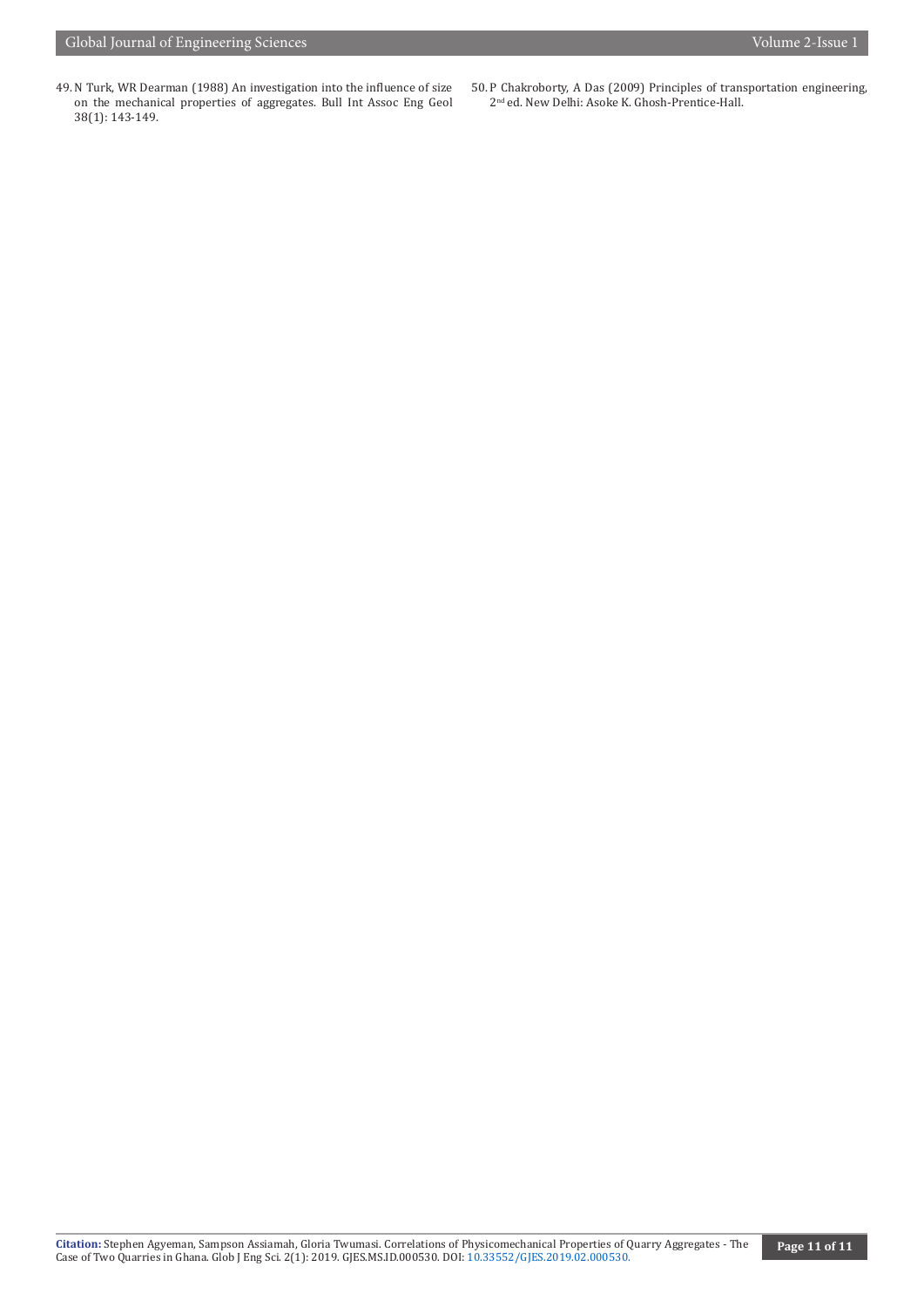49. N Turk, WR Dearman (1988) An investigation into the influence of size on the mechanical properties of aggregates. Bull Int Assoc Eng Geol 38(1): 143-149.

50. P Chakroborty, A Das (2009) Principles of transportation engineering, 2nd ed. New Delhi: Asoke K. Ghosh-Prentice-Hall.